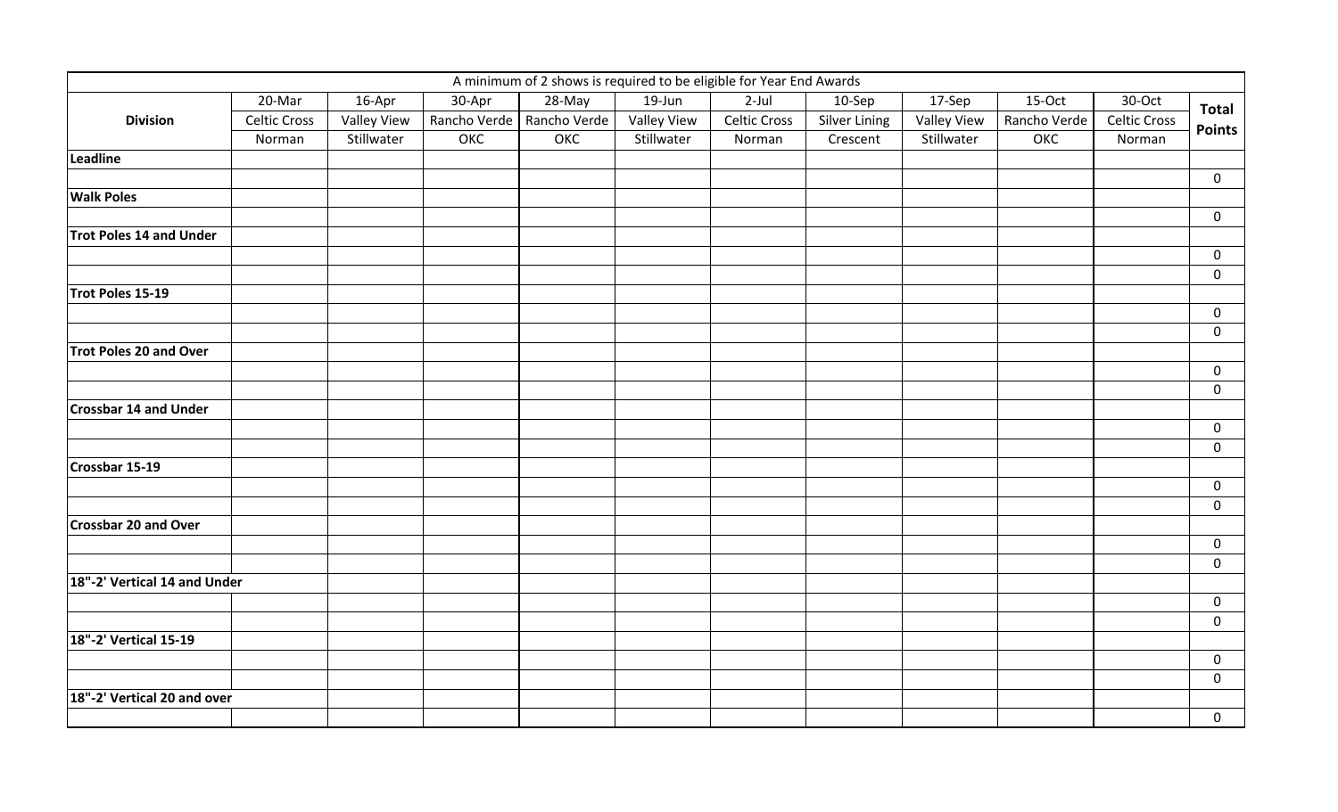| A minimum of 2 shows is required to be eligible for Year End Awards | | | | | | | | | | | |
|---|---|---|---|---|---|---|---|---|---|---|---|
| **Division** | 20-Mar | 16-Apr | 30-Apr | 28-May | 19-Jun | 2-Jul | 10-Sep | 17-Sep | 15-Oct | 30-Oct | **Total Points** |
| | Celtic Cross | Valley View | Rancho Verde | Rancho Verde | Valley View | Celtic Cross | Silver Lining | Valley View | Rancho Verde | Celtic Cross | |
| | Norman | Stillwater | OKC | OKC | Stillwater | Norman | Crescent | Stillwater | OKC | Norman | |
| **Leadline** | | | | | | | | | | | |
| | | | | | | | | | | | 0 |
| **Walk Poles** | | | | | | | | | | | |
| | | | | | | | | | | | 0 |
| **Trot Poles 14 and Under** | | | | | | | | | | | |
| | | | | | | | | | | | 0 |
| | | | | | | | | | | | 0 |
| **Trot Poles 15-19** | | | | | | | | | | | |
| | | | | | | | | | | | 0 |
| | | | | | | | | | | | 0 |
| **Trot Poles 20 and Over** | | | | | | | | | | | |
| | | | | | | | | | | | 0 |
| | | | | | | | | | | | 0 |
| **Crossbar 14 and Under** | | | | | | | | | | | |
| | | | | | | | | | | | 0 |
| | | | | | | | | | | | 0 |
| **Crossbar 15-19** | | | | | | | | | | | |
| | | | | | | | | | | | 0 |
| | | | | | | | | | | | 0 |
| **Crossbar 20 and Over** | | | | | | | | | | | |
| | | | | | | | | | | | 0 |
| | | | | | | | | | | | 0 |
| **18"-2' Vertical 14 and Under** | | | | | | | | | | | |
| | | | | | | | | | | | 0 |
| | | | | | | | | | | | 0 |
| **18"-2' Vertical 15-19** | | | | | | | | | | | |
| | | | | | | | | | | | 0 |
| | | | | | | | | | | | 0 |
| **18"-2' Vertical 20 and over** | | | | | | | | | | | |
| | | | | | | | | | | | 0 |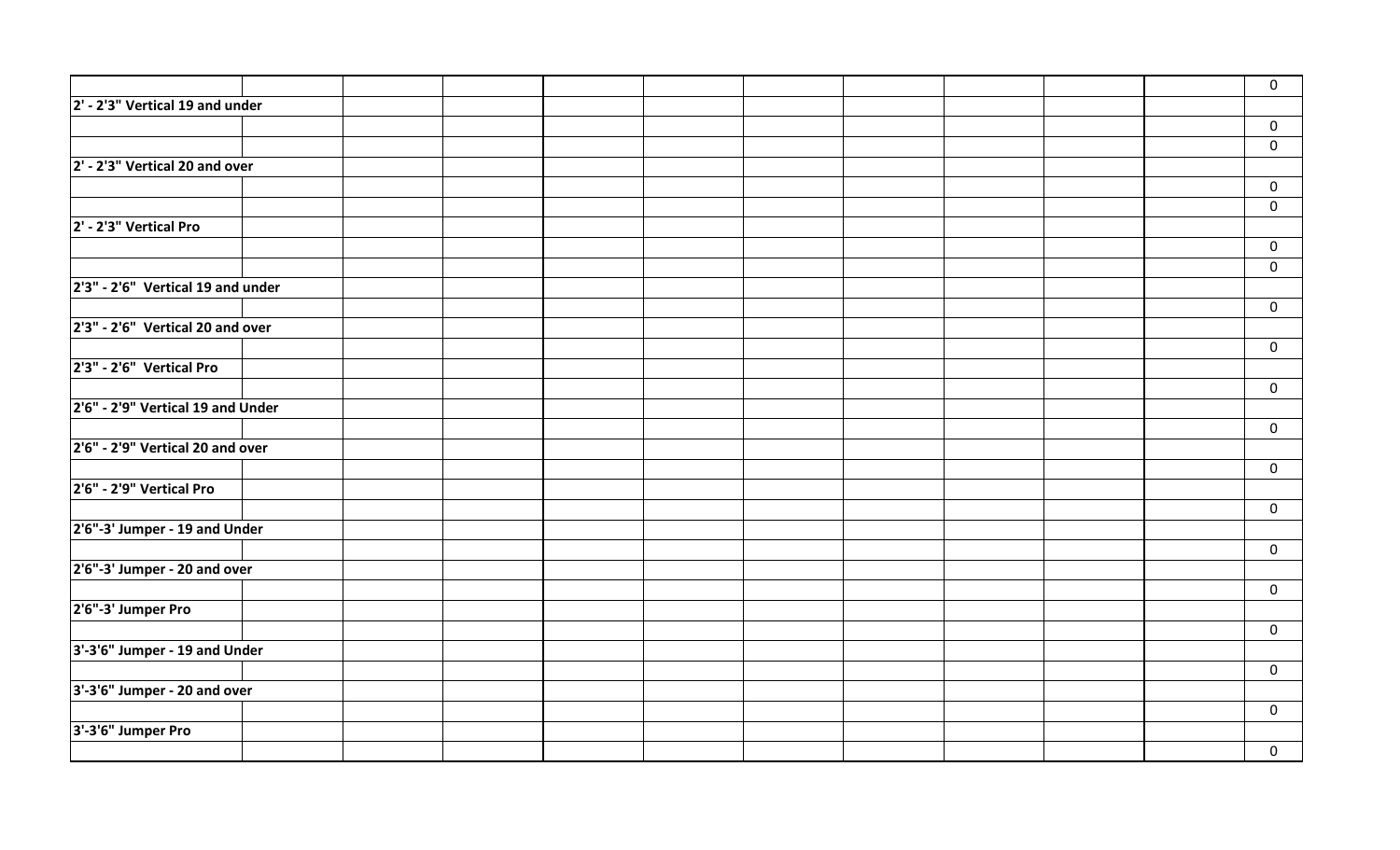| | | | | | | | | | | | |
|---|---|---|---|---|---|---|---|---|---|---|---|
| | | | | | | | | | | | 0 |
| 2' - 2'3" Vertical 19 and under | | | | | | | | | | | |
| | | | | | | | | | | | 0 |
| | | | | | | | | | | | 0 |
| 2' - 2'3" Vertical 20 and over | | | | | | | | | | | |
| | | | | | | | | | | | 0 |
| | | | | | | | | | | | 0 |
| 2' - 2'3" Vertical Pro | | | | | | | | | | | |
| | | | | | | | | | | | 0 |
| | | | | | | | | | | | 0 |
| 2'3" - 2'6" Vertical 19 and under | | | | | | | | | | | |
| | | | | | | | | | | | 0 |
| 2'3" - 2'6" Vertical 20 and over | | | | | | | | | | | |
| | | | | | | | | | | | 0 |
| 2'3" - 2'6" Vertical Pro | | | | | | | | | | | |
| | | | | | | | | | | | 0 |
| 2'6" - 2'9" Vertical 19 and Under | | | | | | | | | | | |
| | | | | | | | | | | | 0 |
| 2'6" - 2'9" Vertical 20 and over | | | | | | | | | | | |
| | | | | | | | | | | | 0 |
| 2'6" - 2'9" Vertical Pro | | | | | | | | | | | |
| | | | | | | | | | | | 0 |
| 2'6"-3' Jumper - 19 and Under | | | | | | | | | | | |
| | | | | | | | | | | | 0 |
| 2'6"-3' Jumper - 20 and over | | | | | | | | | | | |
| | | | | | | | | | | | 0 |
| 2'6"-3' Jumper Pro | | | | | | | | | | | |
| | | | | | | | | | | | 0 |
| 3'-3'6" Jumper - 19 and Under | | | | | | | | | | | |
| | | | | | | | | | | | 0 |
| 3'-3'6" Jumper - 20 and over | | | | | | | | | | | |
| | | | | | | | | | | | 0 |
| 3'-3'6" Jumper Pro | | | | | | | | | | | |
| | | | | | | | | | | | 0 |